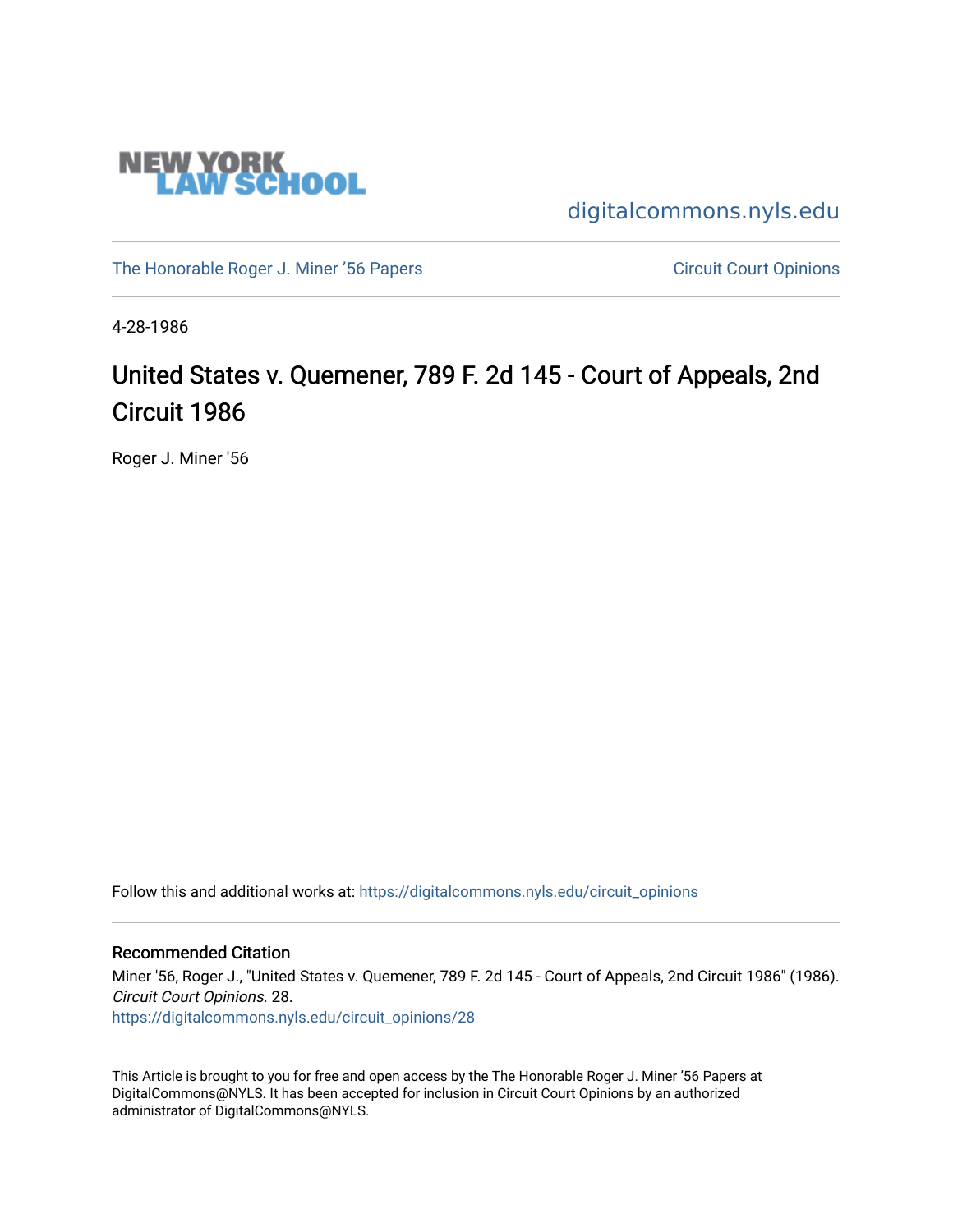NEW YORK LAW SCHOOL

digitalcommons.nyls.edu

The Honorable Roger J. Miner '56 Papers

Circuit Court Opinions

4-28-1986

# United States v. Quemener, 789 F. 2d 145 - Court of Appeals, 2nd Circuit 1986

Roger J. Miner '56

Follow this and additional works at: https://digitalcommons.nyls.edu/circuit_opinions

## Recommended Citation

Miner '56, Roger J., "United States v. Quemener, 789 F. 2d 145 - Court of Appeals, 2nd Circuit 1986" (1986). *Circuit Court Opinions*. 28.
https://digitalcommons.nyls.edu/circuit_opinions/28

This Article is brought to you for free and open access by the The Honorable Roger J. Miner '56 Papers at DigitalCommons@NYLS. It has been accepted for inclusion in Circuit Court Opinions by an authorized administrator of DigitalCommons@NYLS.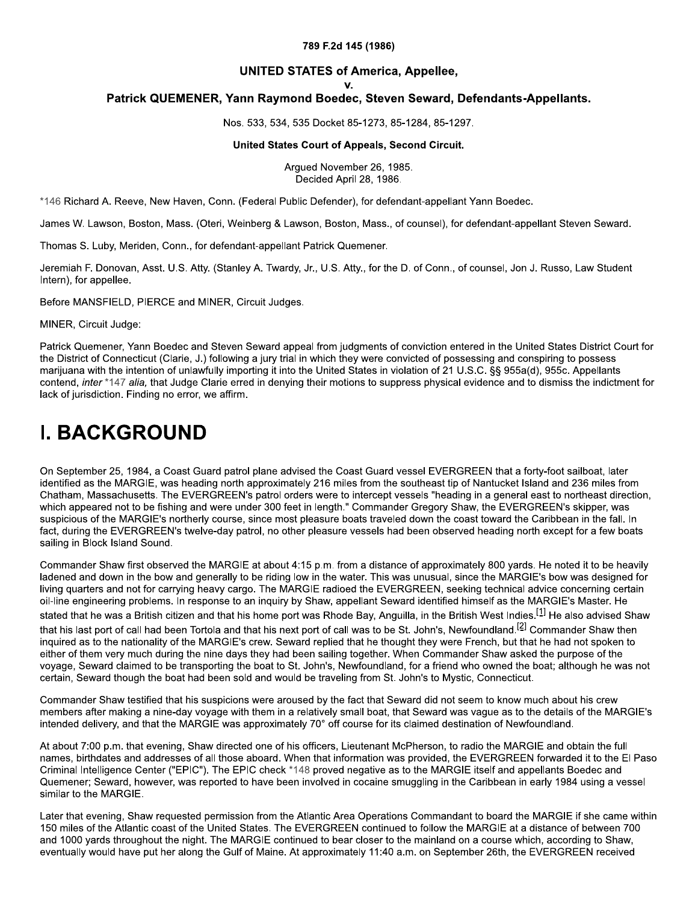**789 F.2d 145 (1986)**

**UNITED STATES of America, Appellee,**
**v.**
**Patrick QUEMENER, Yann Raymond Boedec, Steven Seward, Defendants-Appellants.**

Nos. 533, 534, 535 Docket 85-1273, 85-1284, 85-1297.

**United States Court of Appeals, Second Circuit.**

Argued November 26, 1985.
Decided April 28, 1986.

*146 Richard A. Reeve, New Haven, Conn. (Federal Public Defender), for defendant-appellant Yann Boedec.

James W. Lawson, Boston, Mass. (Oteri, Weinberg & Lawson, Boston, Mass., of counsel), for defendant-appellant Steven Seward.

Thomas S. Luby, Meriden, Conn., for defendant-appellant Patrick Quemener.

Jeremiah F. Donovan, Asst. U.S. Atty. (Stanley A. Twardy, Jr., U.S. Atty., for the D. of Conn., of counsel, Jon J. Russo, Law Student Intern), for appellee.

Before MANSFIELD, PIERCE and MINER, Circuit Judges.

MINER, Circuit Judge:

Patrick Quemener, Yann Boedec and Steven Seward appeal from judgments of conviction entered in the United States District Court for the District of Connecticut (Clarie, J.) following a jury trial in which they were convicted of possessing and conspiring to possess marijuana with the intention of unlawfully importing it into the United States in violation of 21 U.S.C. §§ 955a(d), 955c. Appellants contend, *inter* *147 *alia,* that Judge Clarie erred in denying their motions to suppress physical evidence and to dismiss the indictment for lack of jurisdiction. Finding no error, we affirm.

# I. BACKGROUND

On September 25, 1984, a Coast Guard patrol plane advised the Coast Guard vessel EVERGREEN that a forty-foot sailboat, later identified as the MARGIE, was heading north approximately 216 miles from the southeast tip of Nantucket Island and 236 miles from Chatham, Massachusetts. The EVERGREEN's patrol orders were to intercept vessels "heading in a general east to northeast direction, which appeared not to be fishing and were under 300 feet in length." Commander Gregory Shaw, the EVERGREEN's skipper, was suspicious of the MARGIE's northerly course, since most pleasure boats traveled down the coast toward the Caribbean in the fall. In fact, during the EVERGREEN's twelve-day patrol, no other pleasure vessels had been observed heading north except for a few boats sailing in Block Island Sound.

Commander Shaw first observed the MARGIE at about 4:15 p.m. from a distance of approximately 800 yards. He noted it to be heavily ladened and down in the bow and generally to be riding low in the water. This was unusual, since the MARGIE's bow was designed for living quarters and not for carrying heavy cargo. The MARGIE radioed the EVERGREEN, seeking technical advice concerning certain oil-line engineering problems. In response to an inquiry by Shaw, appellant Seward identified himself as the MARGIE's Master. He stated that he was a British citizen and that his home port was Rhode Bay, Anguilla, in the British West Indies.[1] He also advised Shaw that his last port of call had been Tortola and that his next port of call was to be St. John's, Newfoundland.[2] Commander Shaw then inquired as to the nationality of the MARGIE's crew. Seward replied that he thought they were French, but that he had not spoken to either of them very much during the nine days they had been sailing together. When Commander Shaw asked the purpose of the voyage, Seward claimed to be transporting the boat to St. John's, Newfoundland, for a friend who owned the boat; although he was not certain, Seward though the boat had been sold and would be traveling from St. John's to Mystic, Connecticut.

Commander Shaw testified that his suspicions were aroused by the fact that Seward did not seem to know much about his crew members after making a nine-day voyage with them in a relatively small boat, that Seward was vague as to the details of the MARGIE's intended delivery, and that the MARGIE was approximately 70° off course for its claimed destination of Newfoundland.

At about 7:00 p.m. that evening, Shaw directed one of his officers, Lieutenant McPherson, to radio the MARGIE and obtain the full names, birthdates and addresses of all those aboard. When that information was provided, the EVERGREEN forwarded it to the El Paso Criminal Intelligence Center ("EPIC"). The EPIC check *148 proved negative as to the MARGIE itself and appellants Boedec and Quemener; Seward, however, was reported to have been involved in cocaine smuggling in the Caribbean in early 1984 using a vessel similar to the MARGIE.

Later that evening, Shaw requested permission from the Atlantic Area Operations Commandant to board the MARGIE if she came within 150 miles of the Atlantic coast of the United States. The EVERGREEN continued to follow the MARGIE at a distance of between 700 and 1000 yards throughout the night. The MARGIE continued to bear closer to the mainland on a course which, according to Shaw, eventually would have put her along the Gulf of Maine. At approximately 11:40 a.m. on September 26th, the EVERGREEN received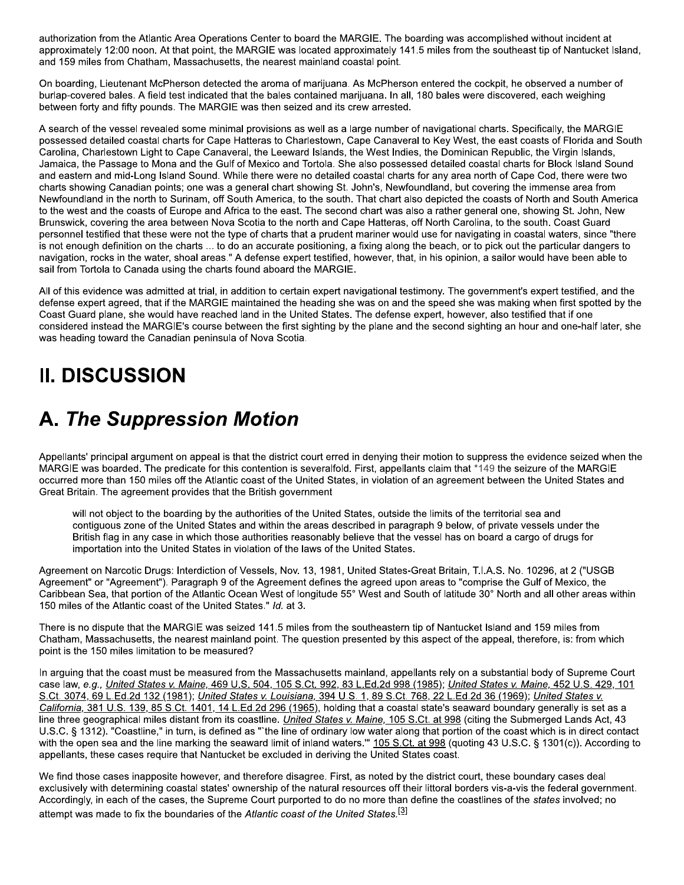authorization from the Atlantic Area Operations Center to board the MARGIE. The boarding was accomplished without incident at approximately 12:00 noon. At that point, the MARGIE was located approximately 141.5 miles from the southeast tip of Nantucket Island, and 159 miles from Chatham, Massachusetts, the nearest mainland coastal point.

On boarding, Lieutenant McPherson detected the aroma of marijuana. As McPherson entered the cockpit, he observed a number of burlap-covered bales. A field test indicated that the bales contained marijuana. In all, 180 bales were discovered, each weighing between forty and fifty pounds. The MARGIE was then seized and its crew arrested.

A search of the vessel revealed some minimal provisions as well as a large number of navigational charts. Specifically, the MARGIE possessed detailed coastal charts for Cape Hatteras to Charlestown, Cape Canaveral to Key West, the east coasts of Florida and South Carolina, Charlestown Light to Cape Canaveral, the Leeward Islands, the West Indies, the Dominican Republic, the Virgin Islands, Jamaica, the Passage to Mona and the Gulf of Mexico and Tortola. She also possessed detailed coastal charts for Block Island Sound and eastern and mid-Long Island Sound. While there were no detailed coastal charts for any area north of Cape Cod, there were two charts showing Canadian points; one was a general chart showing St. John's, Newfoundland, but covering the immense area from Newfoundland in the north to Surinam, off South America, to the south. That chart also depicted the coasts of North and South America to the west and the coasts of Europe and Africa to the east. The second chart was also a rather general one, showing St. John, New Brunswick, covering the area between Nova Scotia to the north and Cape Hatteras, off North Carolina, to the south. Coast Guard personnel testified that these were not the type of charts that a prudent mariner would use for navigating in coastal waters, since "there is not enough definition on the charts ... to do an accurate positioning, a fixing along the beach, or to pick out the particular dangers to navigation, rocks in the water, shoal areas." A defense expert testified, however, that, in his opinion, a sailor would have been able to sail from Tortola to Canada using the charts found aboard the MARGIE.

All of this evidence was admitted at trial, in addition to certain expert navigational testimony. The government's expert testified, and the defense expert agreed, that if the MARGIE maintained the heading she was on and the speed she was making when first spotted by the Coast Guard plane, she would have reached land in the United States. The defense expert, however, also testified that if one considered instead the MARGIE's course between the first sighting by the plane and the second sighting an hour and one-half later, she was heading toward the Canadian peninsula of Nova Scotia.

# II. DISCUSSION

## A. *The Suppression Motion*

Appellants' principal argument on appeal is that the district court erred in denying their motion to suppress the evidence seized when the MARGIE was boarded. The predicate for this contention is severalfold. First, appellants claim that *149 the seizure of the MARGIE occurred more than 150 miles off the Atlantic coast of the United States, in violation of an agreement between the United States and Great Britain. The agreement provides that the British government

> will not object to the boarding by the authorities of the United States, outside the limits of the territorial sea and contiguous zone of the United States and within the areas described in paragraph 9 below, of private vessels under the British flag in any case in which those authorities reasonably believe that the vessel has on board a cargo of drugs for importation into the United States in violation of the laws of the United States.

Agreement on Narcotic Drugs: Interdiction of Vessels, Nov. 13, 1981, United States-Great Britain, T.I.A.S. No. 10296, at 2 ("USGB Agreement" or "Agreement"). Paragraph 9 of the Agreement defines the agreed upon areas to "comprise the Gulf of Mexico, the Caribbean Sea, that portion of the Atlantic Ocean West of longitude 55° West and South of latitude 30° North and all other areas within 150 miles of the Atlantic coast of the United States." *Id.* at 3.

There is no dispute that the MARGIE was seized 141.5 miles from the southeastern tip of Nantucket Island and 159 miles from Chatham, Massachusetts, the nearest mainland point. The question presented by this aspect of the appeal, therefore, is: from which point is the 150 miles limitation to be measured?

In arguing that the coast must be measured from the Massachusetts mainland, appellants rely on a substantial body of Supreme Court case law, *e.g., United States v. Maine,* 469 U.S. 504, 105 S.Ct. 992, 83 L.Ed.2d 998 (1985); *United States v. Maine,* 452 U.S. 429, 101 S.Ct. 3074, 69 L.Ed.2d 132 (1981); *United States v. Louisiana,* 394 U.S. 1, 89 S.Ct. 768, 22 L.Ed.2d 36 (1969); *United States v. California,* 381 U.S. 139, 85 S.Ct. 1401, 14 L.Ed.2d 296 (1965), holding that a coastal state's seaward boundary generally is set as a line three geographical miles distant from its coastline. *United States v. Maine,* 105 S.Ct. at 998 (citing the Submerged Lands Act, 43 U.S.C. § 1312). "Coastline," in turn, is defined as "'the line of ordinary low water along that portion of the coast which is in direct contact with the open sea and the line marking the seaward limit of inland waters.'" 105 S.Ct. at 998 (quoting 43 U.S.C. § 1301(c)). According to appellants, these cases require that Nantucket be excluded in deriving the United States coast.

We find those cases inapposite however, and therefore disagree. First, as noted by the district court, these boundary cases deal exclusively with determining coastal states' ownership of the natural resources off their littoral borders vis-a-vis the federal government. Accordingly, in each of the cases, the Supreme Court purported to do no more than define the coastlines of the *states* involved; no attempt was made to fix the boundaries of the *Atlantic coast of the United States.*[3]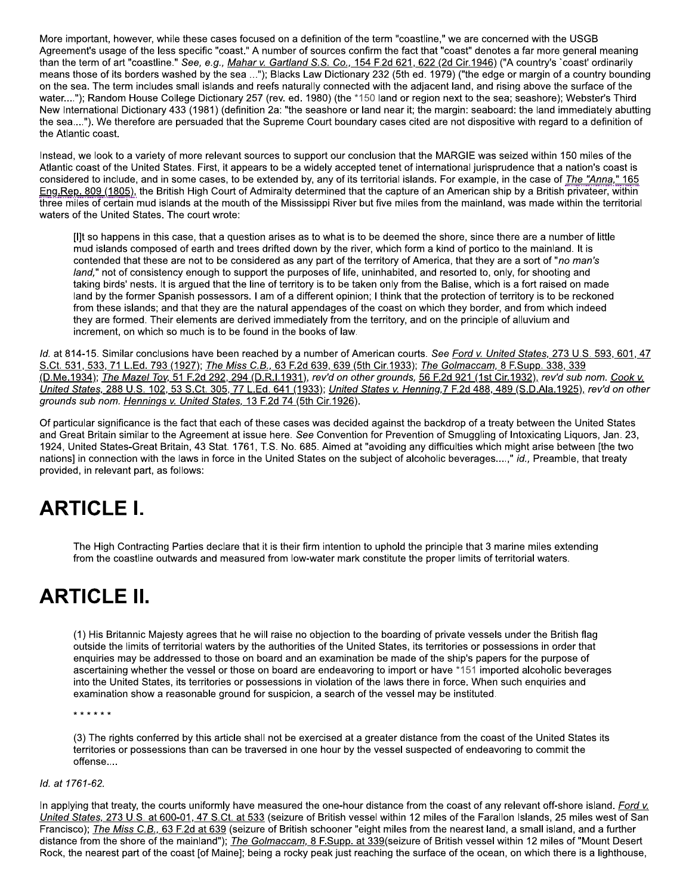More important, however, while these cases focused on a definition of the term "coastline," we are concerned with the USGB Agreement's usage of the less specific "coast." A number of sources confirm the fact that "coast" denotes a far more general meaning than the term of art "coastline." *See, e.g., Mahar v. Gartland S.S. Co.,* 154 F.2d 621, 622 (2d Cir.1946) ("A country's `coast' ordinarily means those of its borders washed by the sea ..."); Blacks Law Dictionary 232 (5th ed. 1979) ("the edge or margin of a country bounding on the sea. The term includes small islands and reefs naturally connected with the adjacent land, and rising above the surface of the water...."); Random House College Dictionary 257 (rev. ed. 1980) (the *150 land or region next to the sea; seashore); Webster's Third New International Dictionary 433 (1981) (definition 2a: "the seashore or land near it; the margin: seaboard: the land immediately abutting the sea...."). We therefore are persuaded that the Supreme Court boundary cases cited are not dispositive with regard to a definition of the Atlantic coast.

Instead, we look to a variety of more relevant sources to support our conclusion that the MARGIE was seized within 150 miles of the Atlantic coast of the United States. First, it appears to be a widely accepted tenet of international jurisprudence that a nation's coast is considered to include, and in some cases, to be extended by, any of its territorial islands. For example, in the case of *The "Anna,"* 165 Eng.Rep. 809 (1805), the British High Court of Admiralty determined that the capture of an American ship by a British privateer, within three miles of certain mud islands at the mouth of the Mississippi River but five miles from the mainland, was made within the territorial waters of the United States. The court wrote:

> [I]t so happens in this case, that a question arises as to what is to be deemed the shore, since there are a number of little mud islands composed of earth and trees drifted down by the river, which form a kind of portico to the mainland. It is contended that these are not to be considered as any part of the territory of America, that they are a sort of "*no man's land*," not of consistency enough to support the purposes of life, uninhabited, and resorted to, only, for shooting and taking birds' nests. It is argued that the line of territory is to be taken only from the Balise, which is a fort raised on made land by the former Spanish possessors. I am of a different opinion; I think that the protection of territory is to be reckoned from these islands; and that they are the natural appendages of the coast on which they border, and from which indeed they are formed. Their elements are derived immediately from the territory, and on the principle of alluvium and increment, on which so much is to be found in the books of law.

*Id.* at 814-15. Similar conclusions have been reached by a number of American courts. *See Ford v. United States,* 273 U.S. 593, 601, 47 S.Ct. 531, 533, 71 L.Ed. 793 (1927); *The Miss C.B.,* 63 F.2d 639, 639 (5th Cir.1933); *The Golmaccam,* 8 F.Supp. 338, 339 (D.Me.1934); *The Mazel Tov,* 51 F.2d 292, 294 (D.R.I.1931), *rev'd on other grounds,* 56 F.2d 921 (1st Cir.1932), *rev'd sub nom. Cook v. United States,* 288 U.S. 102, 53 S.Ct. 305, 77 L.Ed. 641 (1933); *United States v. Henning,*7 F.2d 488, 489 (S.D.Ala.1925), *rev'd on other grounds sub nom. Hennings v. United States,* 13 F.2d 74 (5th Cir.1926).

Of particular significance is the fact that each of these cases was decided against the backdrop of a treaty between the United States and Great Britain similar to the Agreement at issue here. *See* Convention for Prevention of Smuggling of Intoxicating Liquors, Jan. 23, 1924, United States-Great Britain, 43 Stat. 1761, T.S. No. 685. Aimed at "avoiding any difficulties which might arise between [the two nations] in connection with the laws in force in the United States on the subject of alcoholic beverages....," *id.,* Preamble, that treaty provided, in relevant part, as follows:

# ARTICLE I.

> The High Contracting Parties declare that it is their firm intention to uphold the principle that 3 marine miles extending from the coastline outwards and measured from low-water mark constitute the proper limits of territorial waters.

# ARTICLE II.

> (1) His Britannic Majesty agrees that he will raise no objection to the boarding of private vessels under the British flag outside the limits of territorial waters by the authorities of the United States, its territories or possessions in order that enquiries may be addressed to those on board and an examination be made of the ship's papers for the purpose of ascertaining whether the vessel or those on board are endeavoring to import or have *151 imported alcoholic beverages into the United States, its territories or possessions in violation of the laws there in force. When such enquiries and examination show a reasonable ground for suspicion, a search of the vessel may be instituted.
>
> * * * * * *
>
> (3) The rights conferred by this article shall not be exercised at a greater distance from the coast of the United States its territories or possessions than can be traversed in one hour by the vessel suspected of endeavoring to commit the offense....

*Id. at 1761-62.*

In applying that treaty, the courts uniformly have measured the one-hour distance from the coast of any relevant off-shore island. *Ford v. United States,* 273 U.S. at 600-01, 47 S.Ct. at 533 (seizure of British vessel within 12 miles of the Farallon Islands, 25 miles west of San Francisco); *The Miss C.B.,* 63 F.2d at 639 (seizure of British schooner "eight miles from the nearest land, a small island, and a further distance from the shore of the mainland"); *The Golmaccam,* 8 F.Supp. at 339(seizure of British vessel within 12 miles of "Mount Desert Rock, the nearest part of the coast [of Maine]; being a rocky peak just reaching the surface of the ocean, on which there is a lighthouse,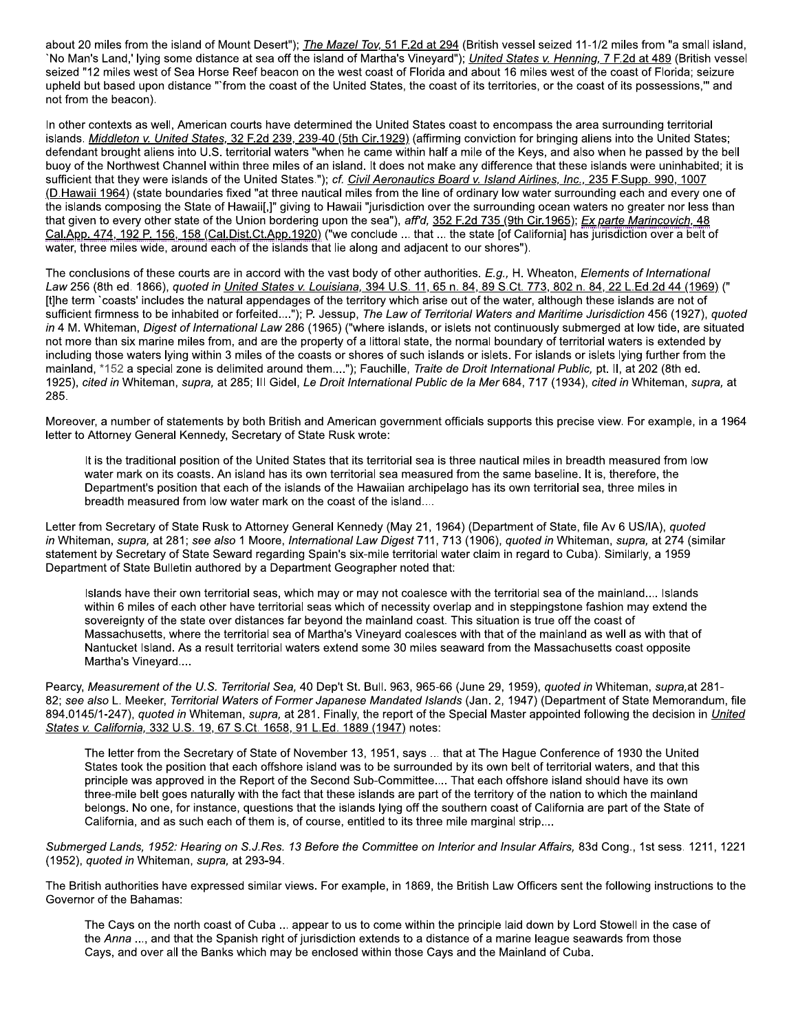about 20 miles from the island of Mount Desert"); *The Mazel Tov,* 51 F.2d at 294 (British vessel seized 11-1/2 miles from "a small island, `No Man's Land,' lying some distance at sea off the island of Martha's Vineyard"); *United States v. Henning,* 7 F.2d at 489 (British vessel seized "12 miles west of Sea Horse Reef beacon on the west coast of Florida and about 16 miles west of the coast of Florida; seizure upheld but based upon distance "`from the coast of the United States, the coast of its territories, or the coast of its possessions,'" and not from the beacon).

In other contexts as well, American courts have determined the United States coast to encompass the area surrounding territorial islands. *Middleton v. United States,* 32 F.2d 239, 239-40 (5th Cir.1929) (affirming conviction for bringing aliens into the United States; defendant brought aliens into U.S. territorial waters "when he came within half a mile of the Keys, and also when he passed by the bell buoy of the Northwest Channel within three miles of an island. It does not make any difference that these islands were uninhabited; it is sufficient that they were islands of the United States."); *cf. Civil Aeronautics Board v. Island Airlines, Inc.,* 235 F.Supp. 990, 1007 (D.Hawaii 1964) (state boundaries fixed "at three nautical miles from the line of ordinary low water surrounding each and every one of the islands composing the State of Hawaii[,]" giving to Hawaii "jurisdiction over the surrounding ocean waters no greater nor less than that given to every other state of the Union bordering upon the sea"), *aff'd,* 352 F.2d 735 (9th Cir.1965); *Ex parte Marincovich,* 48 Cal.App. 474, 192 P. 156, 158 (Cal.Dist.Ct.App.1920) ("we conclude ... that ... the state [of California] has jurisdiction over a belt of water, three miles wide, around each of the islands that lie along and adjacent to our shores").

The conclusions of these courts are in accord with the vast body of other authorities. *E.g.,* H. Wheaton, *Elements of International Law* 256 (8th ed. 1866), *quoted in United States v. Louisiana,* 394 U.S. 11, 65 n. 84, 89 S.Ct. 773, 802 n. 84, 22 L.Ed.2d 44 (1969) ("[t]he term `coasts' includes the natural appendages of the territory which arise out of the water, although these islands are not of sufficient firmness to be inhabited or forfeited...."); P. Jessup, *The Law of Territorial Waters and Maritime Jurisdiction* 456 (1927), *quoted in* 4 M. Whiteman, *Digest of International Law* 286 (1965) ("where islands, or islets not continuously submerged at low tide, are situated not more than six marine miles from, and are the property of a littoral state, the normal boundary of territorial waters is extended by including those waters lying within 3 miles of the coasts or shores of such islands or islets. For islands or islets lying further from the mainland, *152 a special zone is delimited around them...."); Fauchille, *Traite de Droit International Public,* pt. II, at 202 (8th ed. 1925), *cited in* Whiteman, *supra,* at 285; III Gidel, *Le Droit International Public de la Mer* 684, 717 (1934), *cited in* Whiteman, *supra,* at 285.

Moreover, a number of statements by both British and American government officials supports this precise view. For example, in a 1964 letter to Attorney General Kennedy, Secretary of State Rusk wrote:

> It is the traditional position of the United States that its territorial sea is three nautical miles in breadth measured from low water mark on its coasts. An island has its own territorial sea measured from the same baseline. It is, therefore, the Department's position that each of the islands of the Hawaiian archipelago has its own territorial sea, three miles in breadth measured from low water mark on the coast of the island....

Letter from Secretary of State Rusk to Attorney General Kennedy (May 21, 1964) (Department of State, file Av 6 US/IA), *quoted in* Whiteman, *supra,* at 281; *see also* 1 Moore, *International Law Digest* 711, 713 (1906), *quoted in* Whiteman, *supra,* at 274 (similar statement by Secretary of State Seward regarding Spain's six-mile territorial water claim in regard to Cuba). Similarly, a 1959 Department of State Bulletin authored by a Department Geographer noted that:

> Islands have their own territorial seas, which may or may not coalesce with the territorial sea of the mainland.... Islands within 6 miles of each other have territorial seas which of necessity overlap and in steppingstone fashion may extend the sovereignty of the state over distances far beyond the mainland coast. This situation is true off the coast of Massachusetts, where the territorial sea of Martha's Vineyard coalesces with that of the mainland as well as with that of Nantucket Island. As a result territorial waters extend some 30 miles seaward from the Massachusetts coast opposite Martha's Vineyard....

Pearcy, *Measurement of the U.S. Territorial Sea,* 40 Dep't St. Bull. 963, 965-66 (June 29, 1959), *quoted in* Whiteman, *supra,*at 281-82; *see also* L. Meeker, *Territorial Waters of Former Japanese Mandated Islands* (Jan. 2, 1947) (Department of State Memorandum, file 894.0145/1-247), *quoted in* Whiteman, *supra,* at 281. Finally, the report of the Special Master appointed following the decision in *United States v. California,* 332 U.S. 19, 67 S.Ct. 1658, 91 L.Ed. 1889 (1947) notes:

> The letter from the Secretary of State of November 13, 1951, says ... that at The Hague Conference of 1930 the United States took the position that each offshore island was to be surrounded by its own belt of territorial waters, and that this principle was approved in the Report of the Second Sub-Committee.... That each offshore island should have its own three-mile belt goes naturally with the fact that these islands are part of the territory of the nation to which the mainland belongs. No one, for instance, questions that the islands lying off the southern coast of California are part of the State of California, and as such each of them is, of course, entitled to its three mile marginal strip....

*Submerged Lands, 1952: Hearing on S.J.Res. 13 Before the Committee on Interior and Insular Affairs,* 83d Cong., 1st sess. 1211, 1221 (1952), *quoted in* Whiteman, *supra,* at 293-94.

The British authorities have expressed similar views. For example, in 1869, the British Law Officers sent the following instructions to the Governor of the Bahamas:

> The Cays on the north coast of Cuba ... appear to us to come within the principle laid down by Lord Stowell in the case of the *Anna* ..., and that the Spanish right of jurisdiction extends to a distance of a marine league seawards from those Cays, and over all the Banks which may be enclosed within those Cays and the Mainland of Cuba.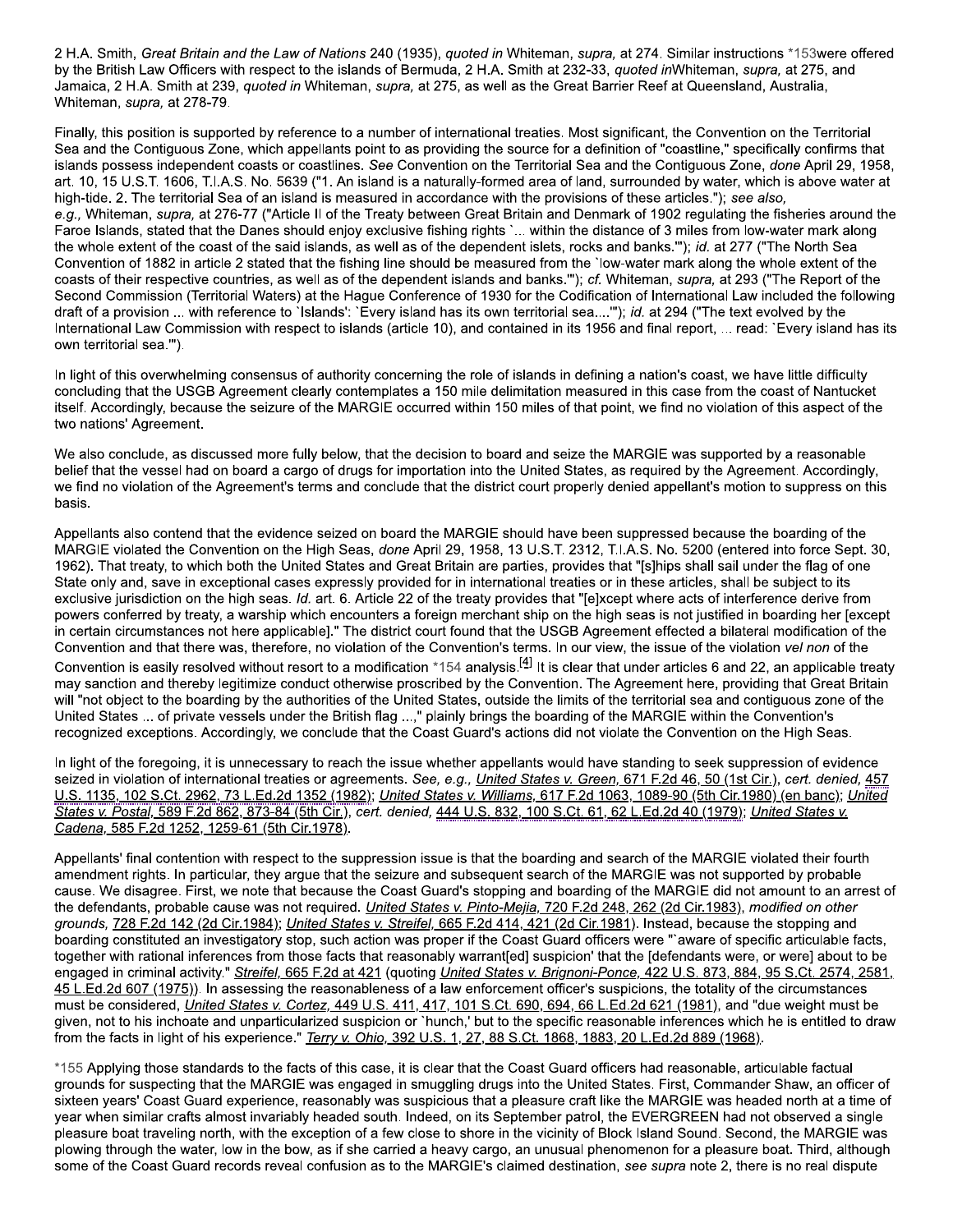2 H.A. Smith, *Great Britain and the Law of Nations* 240 (1935), *quoted in* Whiteman, *supra,* at 274. Similar instructions *153were offered by the British Law Officers with respect to the islands of Bermuda, 2 H.A. Smith at 232-33, *quoted in*Whiteman, *supra,* at 275, and Jamaica, 2 H.A. Smith at 239, *quoted in* Whiteman, *supra,* at 275, as well as the Great Barrier Reef at Queensland, Australia, Whiteman, *supra,* at 278-79.

Finally, this position is supported by reference to a number of international treaties. Most significant, the Convention on the Territorial Sea and the Contiguous Zone, which appellants point to as providing the source for a definition of "coastline," specifically confirms that islands possess independent coasts or coastlines. *See* Convention on the Territorial Sea and the Contiguous Zone, *done* April 29, 1958, art. 10, 15 U.S.T. 1606, T.I.A.S. No. 5639 ("1. An island is a naturally-formed area of land, surrounded by water, which is above water at high-tide. 2. The territorial Sea of an island is measured in accordance with the provisions of these articles."); *see also, e.g.,* Whiteman, *supra,* at 276-77 ("Article II of the Treaty between Great Britain and Denmark of 1902 regulating the fisheries around the Faroe Islands, stated that the Danes should enjoy exclusive fishing rights `... within the distance of 3 miles from low-water mark along the whole extent of the coast of the said islands, as well as of the dependent islets, rocks and banks.'"); *id.* at 277 ("The North Sea Convention of 1882 in article 2 stated that the fishing line should be measured from the `low-water mark along the whole extent of the coasts of their respective countries, as well as of the dependent islands and banks.'"); *cf.* Whiteman, *supra,* at 293 ("The Report of the Second Commission (Territorial Waters) at the Hague Conference of 1930 for the Codification of International Law included the following draft of a provision ... with reference to `Islands': `Every island has its own territorial sea....'"); *id.* at 294 ("The text evolved by the International Law Commission with respect to islands (article 10), and contained in its 1956 and final report, ... read: `Every island has its own territorial sea.'").

In light of this overwhelming consensus of authority concerning the role of islands in defining a nation's coast, we have little difficulty concluding that the USGB Agreement clearly contemplates a 150 mile delimitation measured in this case from the coast of Nantucket itself. Accordingly, because the seizure of the MARGIE occurred within 150 miles of that point, we find no violation of this aspect of the two nations' Agreement.

We also conclude, as discussed more fully below, that the decision to board and seize the MARGIE was supported by a reasonable belief that the vessel had on board a cargo of drugs for importation into the United States, as required by the Agreement. Accordingly, we find no violation of the Agreement's terms and conclude that the district court properly denied appellant's motion to suppress on this basis.

Appellants also contend that the evidence seized on board the MARGIE should have been suppressed because the boarding of the MARGIE violated the Convention on the High Seas, *done* April 29, 1958, 13 U.S.T. 2312, T.I.A.S. No. 5200 (entered into force Sept. 30, 1962). That treaty, to which both the United States and Great Britain are parties, provides that "[s]hips shall sail under the flag of one State only and, save in exceptional cases expressly provided for in international treaties or in these articles, shall be subject to its exclusive jurisdiction on the high seas. *Id.* art. 6. Article 22 of the treaty provides that "[e]xcept where acts of interference derive from powers conferred by treaty, a warship which encounters a foreign merchant ship on the high seas is not justified in boarding her [except in certain circumstances not here applicable]." The district court found that the USGB Agreement effected a bilateral modification of the Convention and that there was, therefore, no violation of the Convention's terms. In our view, the issue of the violation *vel non* of the Convention is easily resolved without resort to a modification *154 analysis.[4] It is clear that under articles 6 and 22, an applicable treaty may sanction and thereby legitimize conduct otherwise proscribed by the Convention. The Agreement here, providing that Great Britain will "not object to the boarding by the authorities of the United States, outside the limits of the territorial sea and contiguous zone of the United States ... of private vessels under the British flag ...," plainly brings the boarding of the MARGIE within the Convention's recognized exceptions. Accordingly, we conclude that the Coast Guard's actions did not violate the Convention on the High Seas.

In light of the foregoing, it is unnecessary to reach the issue whether appellants would have standing to seek suppression of evidence seized in violation of international treaties or agreements. *See, e.g., United States v. Green,* 671 F.2d 46, 50 (1st Cir.), *cert. denied,* 457 U.S. 1135, 102 S.Ct. 2962, 73 L.Ed.2d 1352 (1982); *United States v. Williams,* 617 F.2d 1063, 1089-90 (5th Cir.1980) (en banc); *United States v. Postal,* 589 F.2d 862, 873-84 (5th Cir.), *cert. denied,* 444 U.S. 832, 100 S.Ct. 61, 62 L.Ed.2d 40 (1979); *United States v. Cadena,* 585 F.2d 1252, 1259-61 (5th Cir.1978).

Appellants' final contention with respect to the suppression issue is that the boarding and search of the MARGIE violated their fourth amendment rights. In particular, they argue that the seizure and subsequent search of the MARGIE was not supported by probable cause. We disagree. First, we note that because the Coast Guard's stopping and boarding of the MARGIE did not amount to an arrest of the defendants, probable cause was not required. *United States v. Pinto-Mejia,* 720 F.2d 248, 262 (2d Cir.1983), *modified on other grounds,* 728 F.2d 142 (2d Cir.1984); *United States v. Streifel,* 665 F.2d 414, 421 (2d Cir.1981). Instead, because the stopping and boarding constituted an investigatory stop, such action was proper if the Coast Guard officers were "`aware of specific articulable facts, together with rational inferences from those facts that reasonably warrant[ed] suspicion' that the [defendants were, or were] about to be engaged in criminal activity." *Streifel,* 665 F.2d at 421 (quoting *United States v. Brignoni-Ponce,* 422 U.S. 873, 884, 95 S.Ct. 2574, 2581, 45 L.Ed.2d 607 (1975)). In assessing the reasonableness of a law enforcement officer's suspicions, the totality of the circumstances must be considered, *United States v. Cortez,* 449 U.S. 411, 417, 101 S.Ct. 690, 694, 66 L.Ed.2d 621 (1981), and "due weight must be given, not to his inchoate and unparticularized suspicion or `hunch,' but to the specific reasonable inferences which he is entitled to draw from the facts in light of his experience." *Terry v. Ohio,* 392 U.S. 1, 27, 88 S.Ct. 1868, 1883, 20 L.Ed.2d 889 (1968).

*155 Applying those standards to the facts of this case, it is clear that the Coast Guard officers had reasonable, articulable factual grounds for suspecting that the MARGIE was engaged in smuggling drugs into the United States. First, Commander Shaw, an officer of sixteen years' Coast Guard experience, reasonably was suspicious that a pleasure craft like the MARGIE was headed north at a time of year when similar crafts almost invariably headed south. Indeed, on its September patrol, the EVERGREEN had not observed a single pleasure boat traveling north, with the exception of a few close to shore in the vicinity of Block Island Sound. Second, the MARGIE was plowing through the water, low in the bow, as if she carried a heavy cargo, an unusual phenomenon for a pleasure boat. Third, although some of the Coast Guard records reveal confusion as to the MARGIE's claimed destination, *see supra* note 2, there is no real dispute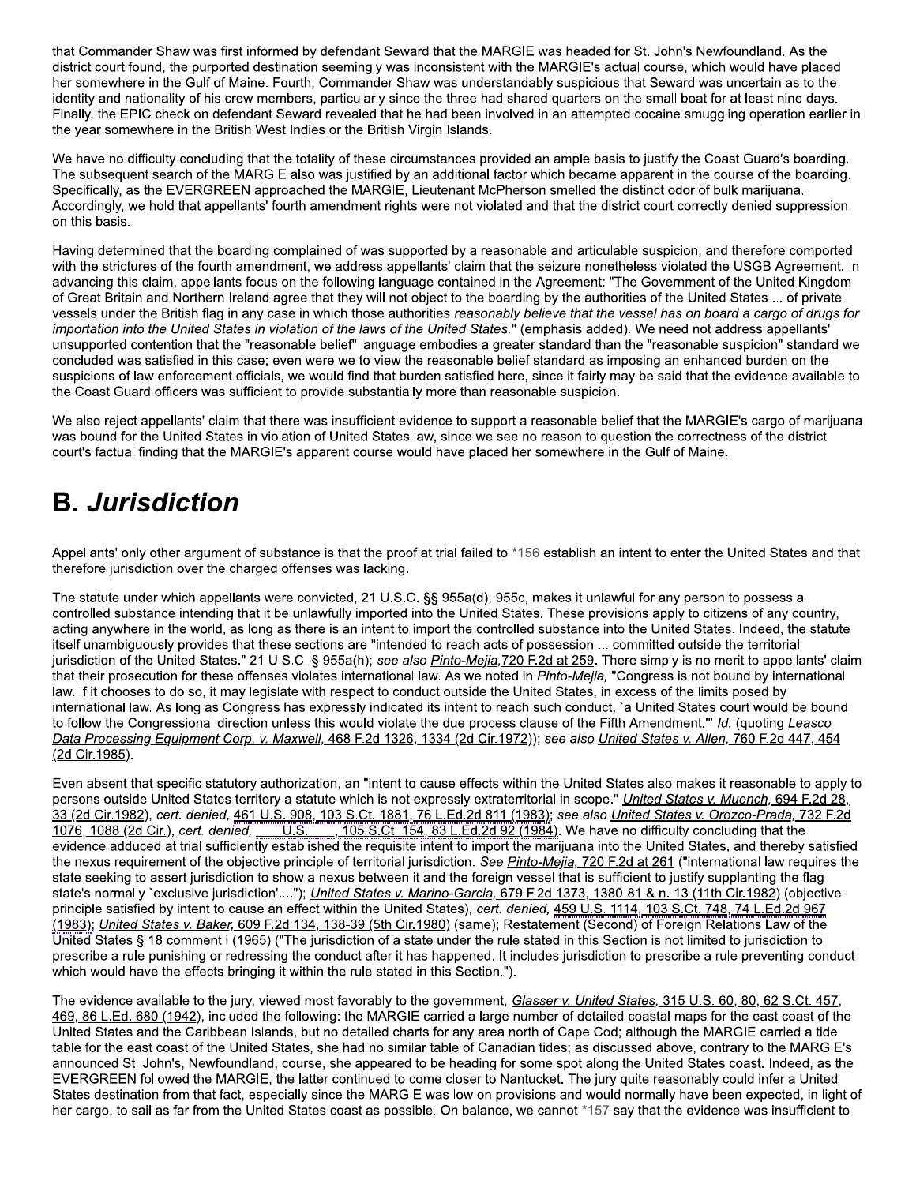that Commander Shaw was first informed by defendant Seward that the MARGIE was headed for St. John's Newfoundland. As the district court found, the purported destination seemingly was inconsistent with the MARGIE's actual course, which would have placed her somewhere in the Gulf of Maine. Fourth, Commander Shaw was understandably suspicious that Seward was uncertain as to the identity and nationality of his crew members, particularly since the three had shared quarters on the small boat for at least nine days. Finally, the EPIC check on defendant Seward revealed that he had been involved in an attempted cocaine smuggling operation earlier in the year somewhere in the British West Indies or the British Virgin Islands.

We have no difficulty concluding that the totality of these circumstances provided an ample basis to justify the Coast Guard's boarding. The subsequent search of the MARGIE also was justified by an additional factor which became apparent in the course of the boarding. Specifically, as the EVERGREEN approached the MARGIE, Lieutenant McPherson smelled the distinct odor of bulk marijuana. Accordingly, we hold that appellants' fourth amendment rights were not violated and that the district court correctly denied suppression on this basis.

Having determined that the boarding complained of was supported by a reasonable and articulable suspicion, and therefore comported with the strictures of the fourth amendment, we address appellants' claim that the seizure nonetheless violated the USGB Agreement. In advancing this claim, appellants focus on the following language contained in the Agreement: "The Government of the United Kingdom of Great Britain and Northern Ireland agree that they will not object to the boarding by the authorities of the United States ... of private vessels under the British flag in any case in which those authorities *reasonably believe that the vessel has on board a cargo of drugs for importation into the United States in violation of the laws of the United States.*" (emphasis added). We need not address appellants' unsupported contention that the "reasonable belief" language embodies a greater standard than the "reasonable suspicion" standard we concluded was satisfied in this case; even were we to view the reasonable belief standard as imposing an enhanced burden on the suspicions of law enforcement officials, we would find that burden satisfied here, since it fairly may be said that the evidence available to the Coast Guard officers was sufficient to provide substantially more than reasonable suspicion.

We also reject appellants' claim that there was insufficient evidence to support a reasonable belief that the MARGIE's cargo of marijuana was bound for the United States in violation of United States law, since we see no reason to question the correctness of the district court's factual finding that the MARGIE's apparent course would have placed her somewhere in the Gulf of Maine.

## B. *Jurisdiction*

Appellants' only other argument of substance is that the proof at trial failed to *156 establish an intent to enter the United States and that therefore jurisdiction over the charged offenses was lacking.

The statute under which appellants were convicted, 21 U.S.C. §§ 955a(d), 955c, makes it unlawful for any person to possess a controlled substance intending that it be unlawfully imported into the United States. These provisions apply to citizens of any country, acting anywhere in the world, as long as there is an intent to import the controlled substance into the United States. Indeed, the statute itself unambiguously provides that these sections are "intended to reach acts of possession ... committed outside the territorial jurisdiction of the United States." 21 U.S.C. § 955a(h); *see also* Pinto-Mejia, 720 F.2d at 259. There simply is no merit to appellants' claim that their prosecution for these offenses violates international law. As we noted in *Pinto-Mejia,* "Congress is not bound by international law. If it chooses to do so, it may legislate with respect to conduct outside the United States, in excess of the limits posed by international law. As long as Congress has expressly indicated its intent to reach such conduct, `a United States court would be bound to follow the Congressional direction unless this would violate the due process clause of the Fifth Amendment.'" *Id.* (quoting *Leasco Data Processing Equipment Corp. v. Maxwell,* 468 F.2d 1326, 1334 (2d Cir.1972)); *see also* *United States v. Allen,* 760 F.2d 447, 454 (2d Cir.1985).

Even absent that specific statutory authorization, an "intent to cause effects within the United States also makes it reasonable to apply to persons outside United States territory a statute which is not expressly extraterritorial in scope." *United States v. Muench,* 694 F.2d 28, 33 (2d Cir.1982), *cert. denied,* 461 U.S. 908, 103 S.Ct. 1881, 76 L.Ed.2d 811 (1983); *see also* *United States v. Orozco-Prada,* 732 F.2d 1076, 1088 (2d Cir.), *cert. denied,* ___ U.S. ___, 105 S.Ct. 154, 83 L.Ed.2d 92 (1984). We have no difficulty concluding that the evidence adduced at trial sufficiently established the requisite intent to import the marijuana into the United States, and thereby satisfied the nexus requirement of the objective principle of territorial jurisdiction. *See* *Pinto-Mejia,* 720 F.2d at 261 ("international law requires the state seeking to assert jurisdiction to show a nexus between it and the foreign vessel that is sufficient to justify supplanting the flag state's normally `exclusive jurisdiction'...."); *United States v. Marino-Garcia,* 679 F.2d 1373, 1380-81 & n. 13 (11th Cir.1982) (objective principle satisfied by intent to cause an effect within the United States), *cert. denied,* 459 U.S. 1114, 103 S.Ct. 748, 74 L.Ed.2d 967 (1983); *United States v. Baker,* 609 F.2d 134, 138-39 (5th Cir.1980) (same); Restatement (Second) of Foreign Relations Law of the United States § 18 comment i (1965) ("The jurisdiction of a state under the rule stated in this Section is not limited to jurisdiction to prescribe a rule punishing or redressing the conduct after it has happened. It includes jurisdiction to prescribe a rule preventing conduct which would have the effects bringing it within the rule stated in this Section.").

The evidence available to the jury, viewed most favorably to the government, *Glasser v. United States,* 315 U.S. 60, 80, 62 S.Ct. 457, 469, 86 L.Ed. 680 (1942), included the following: the MARGIE carried a large number of detailed coastal maps for the east coast of the United States and the Caribbean Islands, but no detailed charts for any area north of Cape Cod; although the MARGIE carried a tide table for the east coast of the United States, she had no similar table of Canadian tides; as discussed above, contrary to the MARGIE's announced St. John's, Newfoundland, course, she appeared to be heading for some spot along the United States coast. Indeed, as the EVERGREEN followed the MARGIE, the latter continued to come closer to Nantucket. The jury quite reasonably could infer a United States destination from that fact, especially since the MARGIE was low on provisions and would normally have been expected, in light of her cargo, to sail as far from the United States coast as possible. On balance, we cannot *157 say that the evidence was insufficient to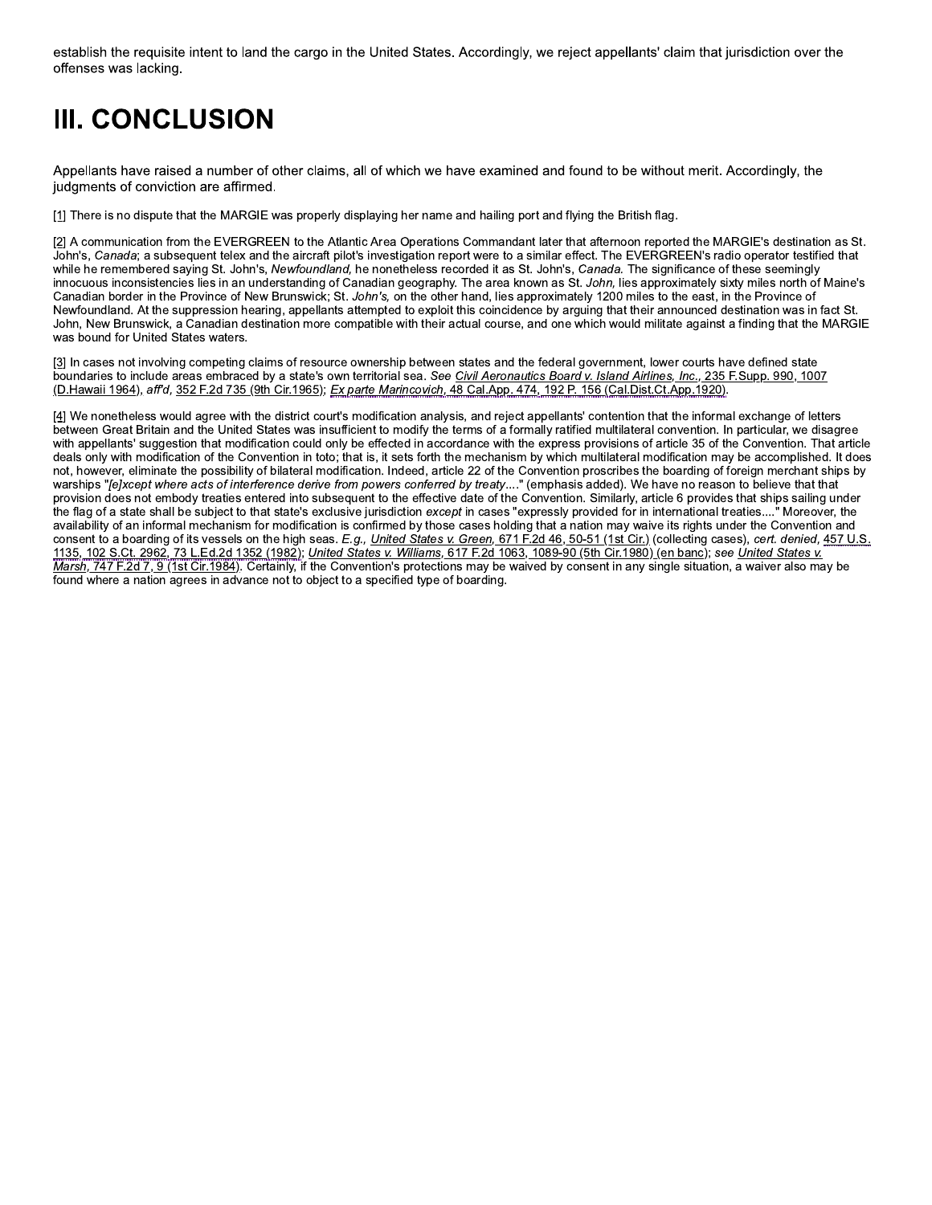establish the requisite intent to land the cargo in the United States. Accordingly, we reject appellants' claim that jurisdiction over the offenses was lacking.

# III. CONCLUSION

Appellants have raised a number of other claims, all of which we have examined and found to be without merit. Accordingly, the judgments of conviction are affirmed.

[1] There is no dispute that the MARGIE was properly displaying her name and hailing port and flying the British flag.

[2] A communication from the EVERGREEN to the Atlantic Area Operations Commandant later that afternoon reported the MARGIE's destination as St. John's, *Canada*; a subsequent telex and the aircraft pilot's investigation report were to a similar effect. The EVERGREEN's radio operator testified that while he remembered saying St. John's, *Newfoundland,* he nonetheless recorded it as St. John's, *Canada.* The significance of these seemingly innocuous inconsistencies lies in an understanding of Canadian geography. The area known as St. *John,* lies approximately sixty miles north of Maine's Canadian border in the Province of New Brunswick; St. *John's,* on the other hand, lies approximately 1200 miles to the east, in the Province of Newfoundland. At the suppression hearing, appellants attempted to exploit this coincidence by arguing that their announced destination was in fact St. John, New Brunswick, a Canadian destination more compatible with their actual course, and one which would militate against a finding that the MARGIE was bound for United States waters.

[3] In cases not involving competing claims of resource ownership between states and the federal government, lower courts have defined state boundaries to include areas embraced by a state's own territorial sea. *See* Civil Aeronautics Board v. Island Airlines, Inc., 235 F.Supp. 990, 1007 (D.Hawaii 1964), *aff'd,* 352 F.2d 735 (9th Cir.1965); Ex parte Marincovich, 48 Cal.App. 474, 192 P. 156 (Cal.Dist.Ct.App.1920).

[4] We nonetheless would agree with the district court's modification analysis, and reject appellants' contention that the informal exchange of letters between Great Britain and the United States was insufficient to modify the terms of a formally ratified multilateral convention. In particular, we disagree with appellants' suggestion that modification could only be effected in accordance with the express provisions of article 35 of the Convention. That article deals only with modification of the Convention in toto; that is, it sets forth the mechanism by which multilateral modification may be accomplished. It does not, however, eliminate the possibility of bilateral modification. Indeed, article 22 of the Convention proscribes the boarding of foreign merchant ships by warships "*[e]xcept where acts of interference derive from powers conferred by treaty....*" (emphasis added). We have no reason to believe that that provision does not embody treaties entered into subsequent to the effective date of the Convention. Similarly, article 6 provides that ships sailing under the flag of a state shall be subject to that state's exclusive jurisdiction *except* in cases "expressly provided for in international treaties...." Moreover, the availability of an informal mechanism for modification is confirmed by those cases holding that a nation may waive its rights under the Convention and consent to a boarding of its vessels on the high seas. *E.g.,* United States v. Green, 671 F.2d 46, 50-51 (1st Cir.) (collecting cases), *cert. denied,* 457 U.S. 1135, 102 S.Ct. 2962, 73 L.Ed.2d 1352 (1982); United States v. Williams, 617 F.2d 1063, 1089-90 (5th Cir.1980) (en banc); *see* United States v. Marsh, 747 F.2d 7, 9 (1st Cir.1984). Certainly, if the Convention's protections may be waived by consent in any single situation, a waiver also may be found where a nation agrees in advance not to object to a specified type of boarding.